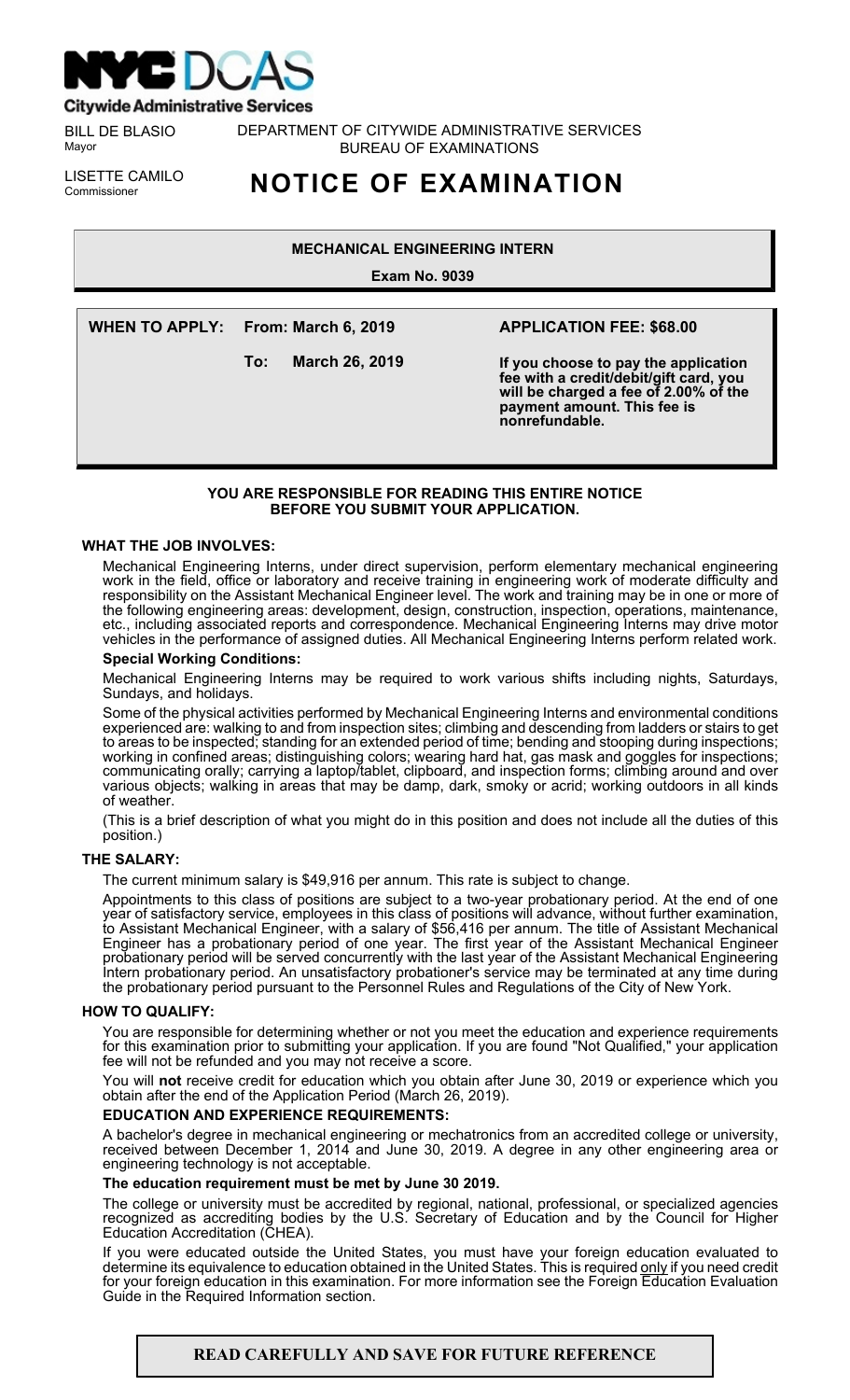**NYC DCAS**
**Citywide Administrative Services**

BILL DE BLASIO
Mayor

DEPARTMENT OF CITYWIDE ADMINISTRATIVE SERVICES
BUREAU OF EXAMINATIONS

LISETTE CAMILO
Commissioner

# NOTICE OF EXAMINATION

## MECHANICAL ENGINEERING INTERN

**Exam No. 9039**

**WHEN TO APPLY: From: March 6, 2019**
**To: March 26, 2019**

**APPLICATION FEE: $68.00**

**If you choose to pay the application fee with a credit/debit/gift card, you will be charged a fee of 2.00% of the payment amount. This fee is nonrefundable.**

**YOU ARE RESPONSIBLE FOR READING THIS ENTIRE NOTICE BEFORE YOU SUBMIT YOUR APPLICATION.**

### WHAT THE JOB INVOLVES:

Mechanical Engineering Interns, under direct supervision, perform elementary mechanical engineering work in the field, office or laboratory and receive training in engineering work of moderate difficulty and responsibility on the Assistant Mechanical Engineer level. The work and training may be in one or more of the following engineering areas: development, design, construction, inspection, operations, maintenance, etc., including associated reports and correspondence. Mechanical Engineering Interns may drive motor vehicles in the performance of assigned duties. All Mechanical Engineering Interns perform related work.

**Special Working Conditions:**

Mechanical Engineering Interns may be required to work various shifts including nights, Saturdays, Sundays, and holidays.

Some of the physical activities performed by Mechanical Engineering Interns and environmental conditions experienced are: walking to and from inspection sites; climbing and descending from ladders or stairs to get to areas to be inspected; standing for an extended period of time; bending and stooping during inspections; working in confined areas; distinguishing colors; wearing hard hat, gas mask and goggles for inspections; communicating orally; carrying a laptop/tablet, clipboard, and inspection forms; climbing around and over various objects; walking in areas that may be damp, dark, smoky or acrid; working outdoors in all kinds of weather.

(This is a brief description of what you might do in this position and does not include all the duties of this position.)

### THE SALARY:

The current minimum salary is $49,916 per annum. This rate is subject to change.

Appointments to this class of positions are subject to a two-year probationary period. At the end of one year of satisfactory service, employees in this class of positions will advance, without further examination, to Assistant Mechanical Engineer, with a salary of $56,416 per annum. The title of Assistant Mechanical Engineer has a probationary period of one year. The first year of the Assistant Mechanical Engineer probationary period will be served concurrently with the last year of the Assistant Mechanical Engineering Intern probationary period. An unsatisfactory probationer's service may be terminated at any time during the probationary period pursuant to the Personnel Rules and Regulations of the City of New York.

### HOW TO QUALIFY:

You are responsible for determining whether or not you meet the education and experience requirements for this examination prior to submitting your application. If you are found "Not Qualified," your application fee will not be refunded and you may not receive a score.

You will **not** receive credit for education which you obtain after June 30, 2019 or experience which you obtain after the end of the Application Period (March 26, 2019).

**EDUCATION AND EXPERIENCE REQUIREMENTS:**

A bachelor's degree in mechanical engineering or mechatronics from an accredited college or university, received between December 1, 2014 and June 30, 2019. A degree in any other engineering area or engineering technology is not acceptable.

**The education requirement must be met by June 30 2019.**

The college or university must be accredited by regional, national, professional, or specialized agencies recognized as accrediting bodies by the U.S. Secretary of Education and by the Council for Higher Education Accreditation (CHEA).

If you were educated outside the United States, you must have your foreign education evaluated to determine its equivalence to education obtained in the United States. This is required only if you need credit for your foreign education in this examination. For more information see the Foreign Education Evaluation Guide in the Required Information section.

**READ CAREFULLY AND SAVE FOR FUTURE REFERENCE**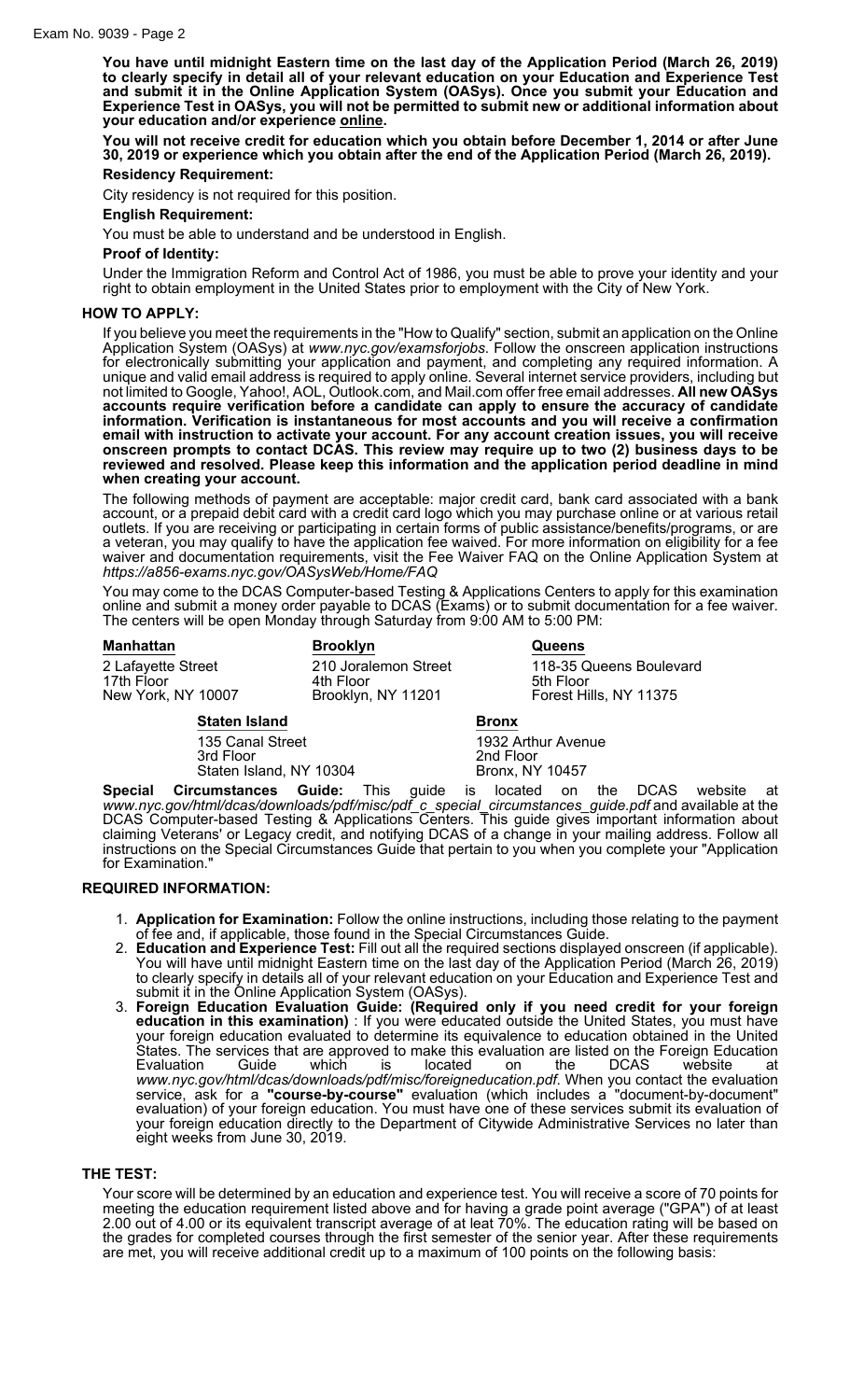**You have until midnight Eastern time on the last day of the Application Period (March 26, 2019) to clearly specify in detail all of your relevant education on your Education and Experience Test and submit it in the Online Application System (OASys). Once you submit your Education and Experience Test in OASys, you will not be permitted to submit new or additional information about your education and/or experience online.**

**You will not receive credit for education which you obtain before December 1, 2014 or after June 30, 2019 or experience which you obtain after the end of the Application Period (March 26, 2019).**

**Residency Requirement:**

City residency is not required for this position.

**English Requirement:**

You must be able to understand and be understood in English.

**Proof of Identity:**

Under the Immigration Reform and Control Act of 1986, you must be able to prove your identity and your right to obtain employment in the United States prior to employment with the City of New York.

## HOW TO APPLY:

If you believe you meet the requirements in the "How to Qualify" section, submit an application on the Online Application System (OASys) at *www.nyc.gov/examsforjobs*. Follow the onscreen application instructions for electronically submitting your application and payment, and completing any required information. A unique and valid email address is required to apply online. Several internet service providers, including but not limited to Google, Yahoo!, AOL, Outlook.com, and Mail.com offer free email addresses. **All new OASys accounts require verification before a candidate can apply to ensure the accuracy of candidate information. Verification is instantaneous for most accounts and you will receive a confirmation email with instruction to activate your account. For any account creation issues, you will receive onscreen prompts to contact DCAS. This review may require up to two (2) business days to be reviewed and resolved. Please keep this information and the application period deadline in mind when creating your account.**

The following methods of payment are acceptable: major credit card, bank card associated with a bank account, or a prepaid debit card with a credit card logo which you may purchase online or at various retail outlets. If you are receiving or participating in certain forms of public assistance/benefits/programs, or are a veteran, you may qualify to have the application fee waived. For more information on eligibility for a fee waiver and documentation requirements, visit the Fee Waiver FAQ on the Online Application System at *https://a856-exams.nyc.gov/OASysWeb/Home/FAQ*

You may come to the DCAS Computer-based Testing & Applications Centers to apply for this examination online and submit a money order payable to DCAS (Exams) or to submit documentation for a fee waiver. The centers will be open Monday through Saturday from 9:00 AM to 5:00 PM:

**Manhattan**
2 Lafayette Street
17th Floor
New York, NY 10007

**Brooklyn**
210 Joralemon Street
4th Floor
Brooklyn, NY 11201

**Queens**
118-35 Queens Boulevard
5th Floor
Forest Hills, NY 11375

**Staten Island**
135 Canal Street
3rd Floor
Staten Island, NY 10304

**Bronx**
1932 Arthur Avenue
2nd Floor
Bronx, NY 10457

**Special Circumstances Guide:** This guide is located on the DCAS website at *www.nyc.gov/html/dcas/downloads/pdf/misc/pdf_c_special_circumstances_guide.pdf* and available at the DCAS Computer-based Testing & Applications Centers. This guide gives important information about claiming Veterans' or Legacy credit, and notifying DCAS of a change in your mailing address. Follow all instructions on the Special Circumstances Guide that pertain to you when you complete your "Application for Examination."

## REQUIRED INFORMATION:

1. **Application for Examination:** Follow the online instructions, including those relating to the payment of fee and, if applicable, those found in the Special Circumstances Guide.
2. **Education and Experience Test:** Fill out all the required sections displayed onscreen (if applicable). You will have until midnight Eastern time on the last day of the Application Period (March 26, 2019) to clearly specify in details all of your relevant education on your Education and Experience Test and submit it in the Online Application System (OASys).
3. **Foreign Education Evaluation Guide: (Required only if you need credit for your foreign education in this examination)** : If you were educated outside the United States, you must have your foreign education evaluated to determine its equivalence to education obtained in the United States. The services that are approved to make this evaluation are listed on the Foreign Education Evaluation Guide which is located on the DCAS website at *www.nyc.gov/html/dcas/downloads/pdf/misc/foreigneducation.pdf.* When you contact the evaluation service, ask for a **"course-by-course"** evaluation (which includes a "document-by-document" evaluation) of your foreign education. You must have one of these services submit its evaluation of your foreign education directly to the Department of Citywide Administrative Services no later than eight weeks from June 30, 2019.

## THE TEST:

Your score will be determined by an education and experience test. You will receive a score of 70 points for meeting the education requirement listed above and for having a grade point average ("GPA") of at least 2.00 out of 4.00 or its equivalent transcript average of at least 70%. The education rating will be based on the grades for completed courses through the first semester of the senior year. After these requirements are met, you will receive additional credit up to a maximum of 100 points on the following basis: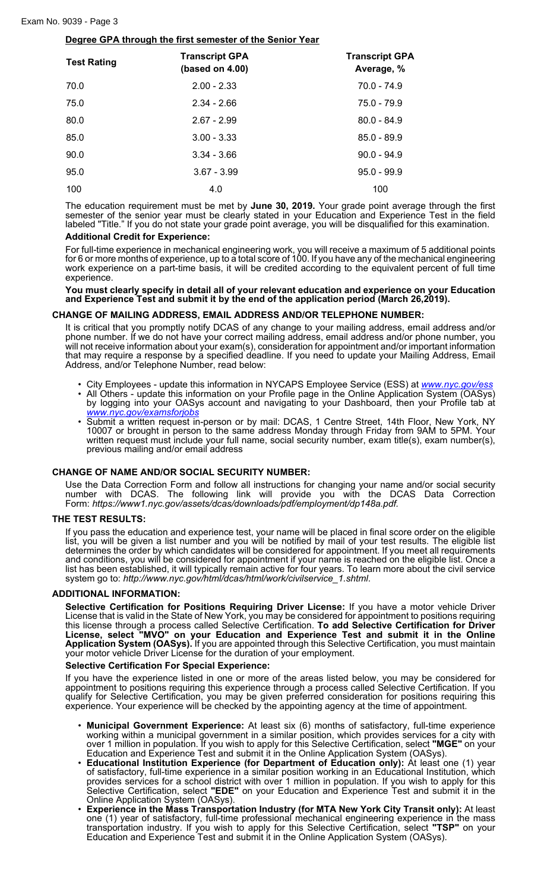**Degree GPA through the first semester of the Senior Year**

| Test Rating | Transcript GPA (based on 4.00) | Transcript GPA Average, % |
|---|---|---|
| 70.0 | 2.00 - 2.33 | 70.0 - 74.9 |
| 75.0 | 2.34 - 2.66 | 75.0 - 79.9 |
| 80.0 | 2.67 - 2.99 | 80.0 - 84.9 |
| 85.0 | 3.00 - 3.33 | 85.0 - 89.9 |
| 90.0 | 3.34 - 3.66 | 90.0 - 94.9 |
| 95.0 | 3.67 - 3.99 | 95.0 - 99.9 |
| 100 | 4.0 | 100 |

The education requirement must be met by **June 30, 2019.** Your grade point average through the first semester of the senior year must be clearly stated in your Education and Experience Test in the field labeled "Title." If you do not state your grade point average, you will be disqualified for this examination.

**Additional Credit for Experience:**

For full-time experience in mechanical engineering work, you will receive a maximum of 5 additional points for 6 or more months of experience, up to a total score of 100. If you have any of the mechanical engineering work experience on a part-time basis, it will be credited according to the equivalent percent of full time experience.

**You must clearly specify in detail all of your relevant education and experience on your Education and Experience Test and submit it by the end of the application period (March 26,2019).**

## CHANGE OF MAILING ADDRESS, EMAIL ADDRESS AND/OR TELEPHONE NUMBER:

It is critical that you promptly notify DCAS of any change to your mailing address, email address and/or phone number. If we do not have your correct mailing address, email address and/or phone number, you will not receive information about your exam(s), consideration for appointment and/or important information that may require a response by a specified deadline. If you need to update your Mailing Address, Email Address, and/or Telephone Number, read below:

- City Employees - update this information in NYCAPS Employee Service (ESS) at *www.nyc.gov/ess*
- All Others - update this information on your Profile page in the Online Application System (OASys) by logging into your OASys account and navigating to your Dashboard, then your Profile tab at *www.nyc.gov/examsforjobs*
- Submit a written request in-person or by mail: DCAS, 1 Centre Street, 14th Floor, New York, NY 10007 or brought in person to the same address Monday through Friday from 9AM to 5PM. Your written request must include your full name, social security number, exam title(s), exam number(s), previous mailing and/or email address

## CHANGE OF NAME AND/OR SOCIAL SECURITY NUMBER:

Use the Data Correction Form and follow all instructions for changing your name and/or social security number with DCAS. The following link will provide you with the DCAS Data Correction Form: *https://www1.nyc.gov/assets/dcas/downloads/pdf/employment/dp148a.pdf.*

## THE TEST RESULTS:

If you pass the education and experience test, your name will be placed in final score order on the eligible list, you will be given a list number and you will be notified by mail of your test results. The eligible list determines the order by which candidates will be considered for appointment. If you meet all requirements and conditions, you will be considered for appointment if your name is reached on the eligible list. Once a list has been established, it will typically remain active for four years. To learn more about the civil service system go to: *http://www.nyc.gov/html/dcas/html/work/civilservice_1.shtml*.

## ADDITIONAL INFORMATION:

**Selective Certification for Positions Requiring Driver License:** If you have a motor vehicle Driver License that is valid in the State of New York, you may be considered for appointment to positions requiring this license through a process called Selective Certification. **To add Selective Certification for Driver License, select "MVO" on your Education and Experience Test and submit it in the Online Application System (OASys).** If you are appointed through this Selective Certification, you must maintain your motor vehicle Driver License for the duration of your employment.

**Selective Certification For Special Experience:**

If you have the experience listed in one or more of the areas listed below, you may be considered for appointment to positions requiring this experience through a process called Selective Certification. If you qualify for Selective Certification, you may be given preferred consideration for positions requiring this experience. Your experience will be checked by the appointing agency at the time of appointment.

- **Municipal Government Experience:** At least six (6) months of satisfactory, full-time experience working within a municipal government in a similar position, which provides services for a city with over 1 million in population. If you wish to apply for this Selective Certification, select **"MGE"** on your Education and Experience Test and submit it in the Online Application System (OASys).
- **Educational Institution Experience (for Department of Education only):** At least one (1) year of satisfactory, full-time experience in a similar position working in an Educational Institution, which provides services for a school district with over 1 million in population. If you wish to apply for this Selective Certification, select **"EDE"** on your Education and Experience Test and submit it in the Online Application System (OASys).
- **Experience in the Mass Transportation Industry (for MTA New York City Transit only):** At least one (1) year of satisfactory, full-time professional mechanical engineering experience in the mass transportation industry. If you wish to apply for this Selective Certification, select **"TSP"** on your Education and Experience Test and submit it in the Online Application System (OASys).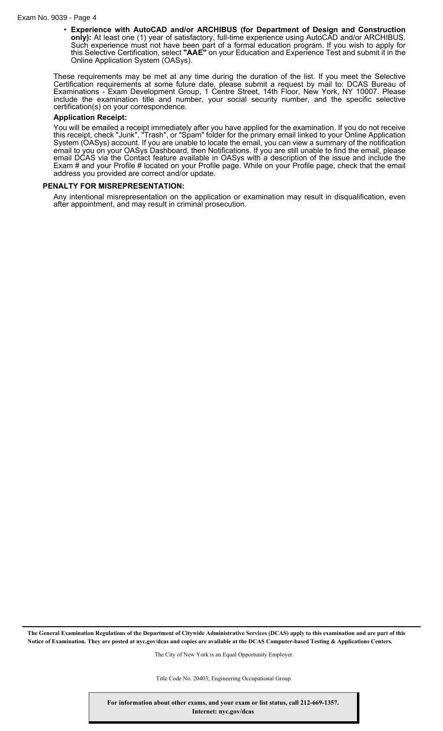- **Experience with AutoCAD and/or ARCHIBUS (for Department of Design and Construction only):** At least one (1) year of satisfactory, full-time experience using AutoCAD and/or ARCHIBUS. Such experience must not have been part of a formal education program. If you wish to apply for this Selective Certification, select **"AAE"** on your Education and Experience Test and submit it in the Online Application System (OASys).

These requirements may be met at any time during the duration of the list. If you meet the Selective Certification requirements at some future date, please submit a request by mail to: DCAS Bureau of Examinations - Exam Development Group, 1 Centre Street, 14th Floor, New York, NY 10007. Please include the examination title and number, your social security number, and the specific selective certification(s) on your correspondence.

**Application Receipt:**

You will be emailed a receipt immediately after you have applied for the examination. If you do not receive this receipt, check "Junk", "Trash", or "Spam" folder for the primary email linked to your Online Application System (OASys) account. If you are unable to locate the email, you can view a summary of the notification email to you on your OASys Dashboard, then Notifications. If you are still unable to find the email, please email DCAS via the Contact feature available in OASys with a description of the issue and include the Exam # and your Profile # located on your Profile page. While on your Profile page, check that the email address you provided are correct and/or update.

**PENALTY FOR MISREPRESENTATION:**

Any intentional misrepresentation on the application or examination may result in disqualification, even after appointment, and may result in criminal prosecution.

---

**The General Examination Regulations of the Department of Citywide Administrative Services (DCAS) apply to this examination and are part of this Notice of Examination. They are posted at nyc.gov/dcas and copies are available at the DCAS Computer-based Testing & Applications Centers.**

The City of New York is an Equal Opportunity Employer.

Title Code No. 20403; Engineering Occupational Group.

**For information about other exams, and your exam or list status, call 212-669-1357.**
**Internet: nyc.gov/dcas**